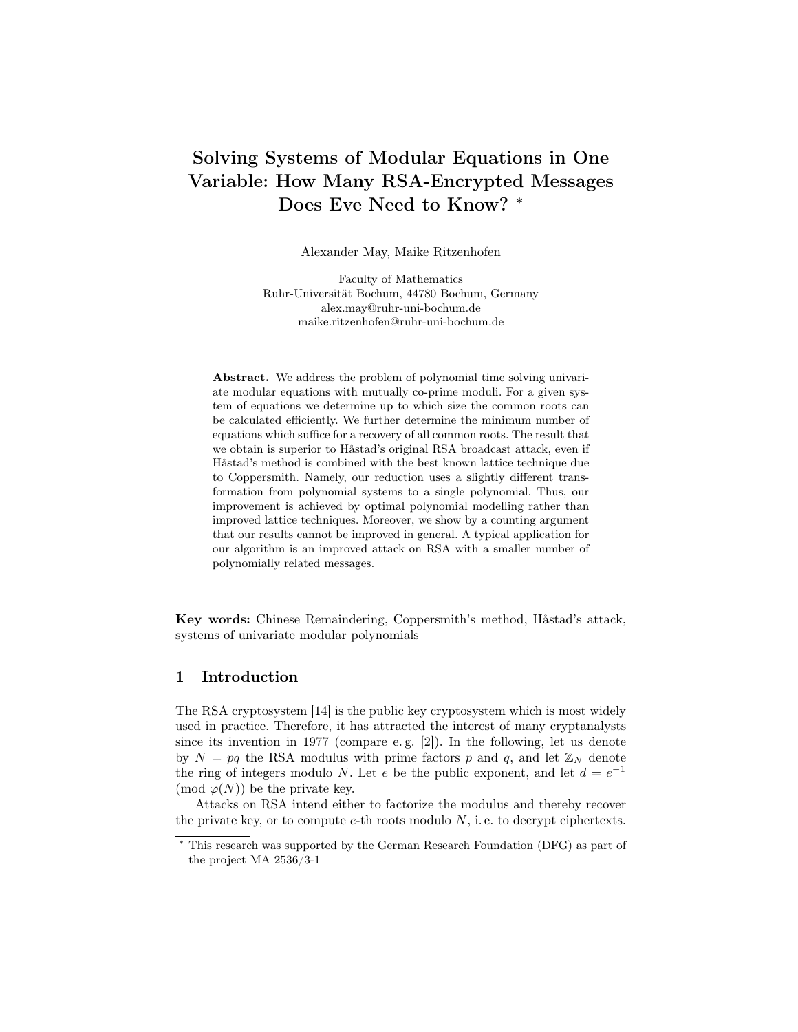# Solving Systems of Modular Equations in One Variable: How Many RSA-Encrypted Messages Does Eve Need to Know? *

Alexander May, Maike Ritzenhofen

Faculty of Mathematics
Ruhr-Universität Bochum, 44780 Bochum, Germany
alex.may@ruhr-uni-bochum.de
maike.ritzenhofen@ruhr-uni-bochum.de

**Abstract.** We address the problem of polynomial time solving univariate modular equations with mutually co-prime moduli. For a given system of equations we determine up to which size the common roots can be calculated efficiently. We further determine the minimum number of equations which suffice for a recovery of all common roots. The result that we obtain is superior to Håstad's original RSA broadcast attack, even if Håstad's method is combined with the best known lattice technique due to Coppersmith. Namely, our reduction uses a slightly different transformation from polynomial systems to a single polynomial. Thus, our improvement is achieved by optimal polynomial modelling rather than improved lattice techniques. Moreover, we show by a counting argument that our results cannot be improved in general. A typical application for our algorithm is an improved attack on RSA with a smaller number of polynomially related messages.

**Key words:** Chinese Remaindering, Coppersmith's method, Håstad's attack, systems of univariate modular polynomials

## 1 Introduction

The RSA cryptosystem [14] is the public key cryptosystem which is most widely used in practice. Therefore, it has attracted the interest of many cryptanalysts since its invention in 1977 (compare e. g. [2]). In the following, let us denote by $N = pq$ the RSA modulus with prime factors $p$ and $q$, and let $\mathbb{Z}_N$ denote the ring of integers modulo $N$. Let $e$ be the public exponent, and let $d = e^{-1} \pmod{\varphi(N)}$ be the private key.

Attacks on RSA intend either to factorize the modulus and thereby recover the private key, or to compute $e$-th roots modulo $N$, i. e. to decrypt ciphertexts.

* This research was supported by the German Research Foundation (DFG) as part of the project MA 2536/3-1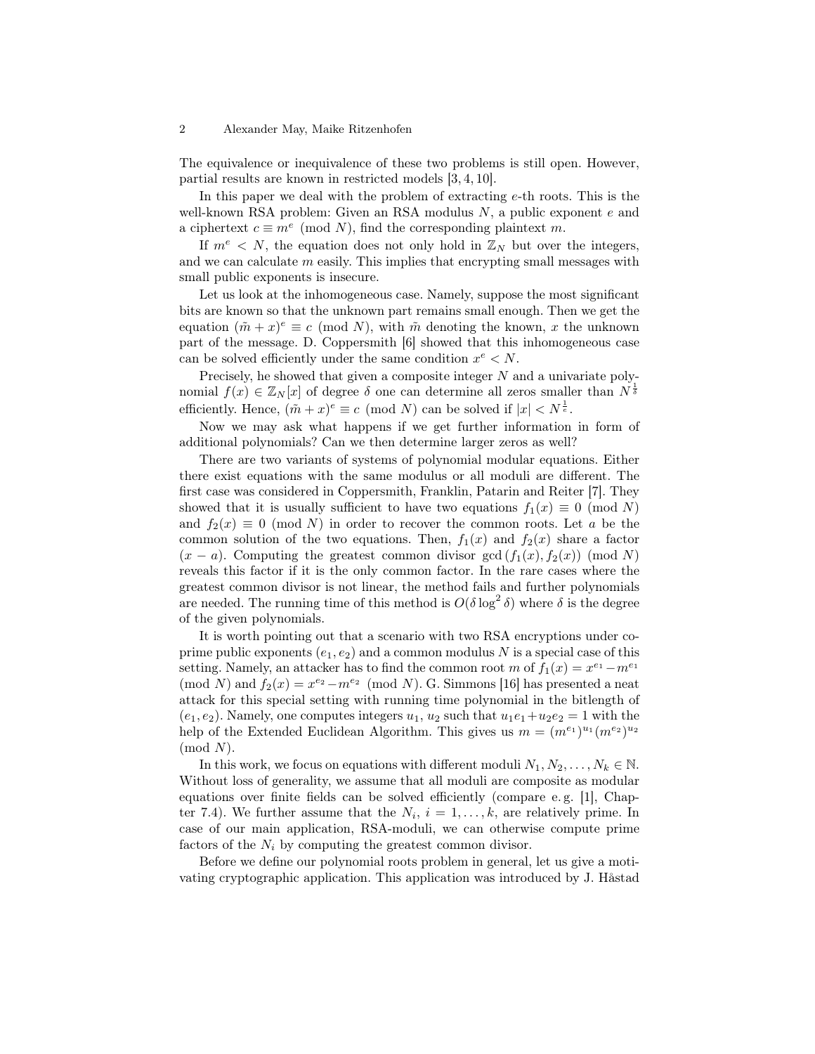The equivalence or inequivalence of these two problems is still open. However, partial results are known in restricted models [3, 4, 10].

In this paper we deal with the problem of extracting $e$-th roots. This is the well-known RSA problem: Given an RSA modulus $N$, a public exponent $e$ and a ciphertext $c \equiv m^e \pmod{N}$, find the corresponding plaintext $m$.

If $m^e < N$, the equation does not only hold in $\mathbb{Z}_N$ but over the integers, and we can calculate $m$ easily. This implies that encrypting small messages with small public exponents is insecure.

Let us look at the inhomogeneous case. Namely, suppose the most significant bits are known so that the unknown part remains small enough. Then we get the equation $(\tilde{m} + x)^e \equiv c \pmod{N}$, with $\tilde{m}$ denoting the known, $x$ the unknown part of the message. D. Coppersmith [6] showed that this inhomogeneous case can be solved efficiently under the same condition $x^e < N$.

Precisely, he showed that given a composite integer $N$ and a univariate polynomial $f(x) \in \mathbb{Z}_N[x]$ of degree $\delta$ one can determine all zeros smaller than $N^{\frac{1}{\delta}}$ efficiently. Hence, $(\tilde{m} + x)^e \equiv c \pmod{N}$ can be solved if $|x| < N^{\frac{1}{e}}$.

Now we may ask what happens if we get further information in form of additional polynomials? Can we then determine larger zeros as well?

There are two variants of systems of polynomial modular equations. Either there exist equations with the same modulus or all moduli are different. The first case was considered in Coppersmith, Franklin, Patarin and Reiter [7]. They showed that it is usually sufficient to have two equations $f_1(x) \equiv 0 \pmod{N}$ and $f_2(x) \equiv 0 \pmod{N}$ in order to recover the common roots. Let $a$ be the common solution of the two equations. Then, $f_1(x)$ and $f_2(x)$ share a factor $(x - a)$. Computing the greatest common divisor $\gcd(f_1(x), f_2(x)) \pmod{N}$ reveals this factor if it is the only common factor. In the rare cases where the greatest common divisor is not linear, the method fails and further polynomials are needed. The running time of this method is $O(\delta \log^2 \delta)$ where $\delta$ is the degree of the given polynomials.

It is worth pointing out that a scenario with two RSA encryptions under coprime public exponents $(e_1, e_2)$ and a common modulus $N$ is a special case of this setting. Namely, an attacker has to find the common root $m$ of $f_1(x) = x^{e_1} - m^{e_1} \pmod{N}$ and $f_2(x) = x^{e_2} - m^{e_2} \pmod{N}$. G. Simmons [16] has presented a neat attack for this special setting with running time polynomial in the bitlength of $(e_1, e_2)$. Namely, one computes integers $u_1$, $u_2$ such that $u_1 e_1 + u_2 e_2 = 1$ with the help of the Extended Euclidean Algorithm. This gives us $m = (m^{e_1})^{u_1} (m^{e_2})^{u_2} \pmod{N}$.

In this work, we focus on equations with different moduli $N_1, N_2, \ldots, N_k \in \mathbb{N}$. Without loss of generality, we assume that all moduli are composite as modular equations over finite fields can be solved efficiently (compare e. g. [1], Chapter 7.4). We further assume that the $N_i$, $i = 1, \ldots, k$, are relatively prime. In case of our main application, RSA-moduli, we can otherwise compute prime factors of the $N_i$ by computing the greatest common divisor.

Before we define our polynomial roots problem in general, let us give a motivating cryptographic application. This application was introduced by J. Håstad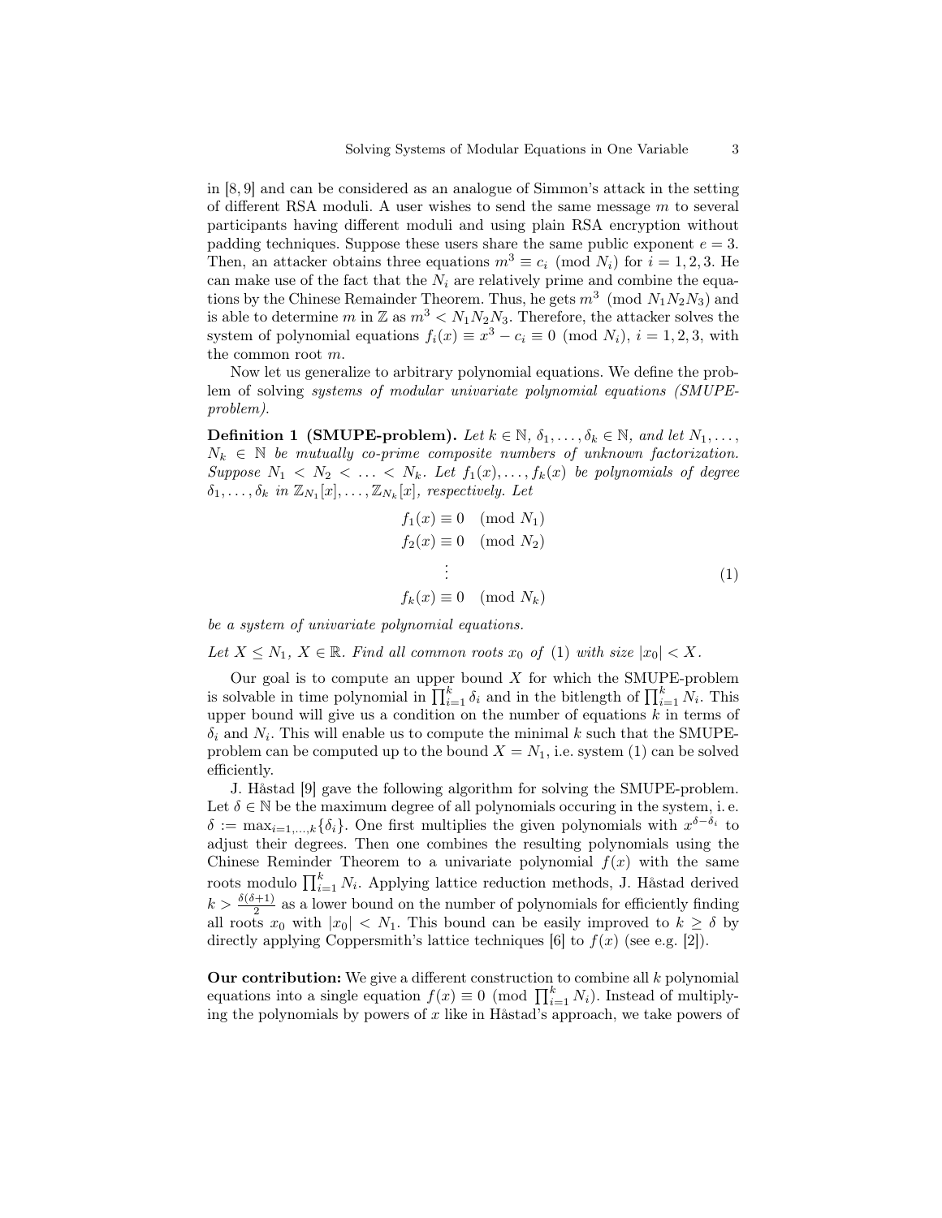in [8, 9] and can be considered as an analogue of Simmon's attack in the setting of different RSA moduli. A user wishes to send the same message $m$ to several participants having different moduli and using plain RSA encryption without padding techniques. Suppose these users share the same public exponent $e = 3$. Then, an attacker obtains three equations $m^3 \equiv c_i \pmod{N_i}$ for $i = 1, 2, 3$. He can make use of the fact that the $N_i$ are relatively prime and combine the equations by the Chinese Remainder Theorem. Thus, he gets $m^3 \pmod{N_1 N_2 N_3}$ and is able to determine $m$ in $\mathbb{Z}$ as $m^3 < N_1 N_2 N_3$. Therefore, the attacker solves the system of polynomial equations $f_i(x) \equiv x^3 - c_i \equiv 0 \pmod{N_i}$, $i = 1, 2, 3$, with the common root $m$.

Now let us generalize to arbitrary polynomial equations. We define the problem of solving *systems of modular univariate polynomial equations (SMUPE-problem)*.

**Definition 1 (SMUPE-problem).** *Let $k \in \mathbb{N}$, $\delta_1, \ldots, \delta_k \in \mathbb{N}$, and let $N_1, \ldots, N_k \in \mathbb{N}$ be mutually co-prime composite numbers of unknown factorization. Suppose $N_1 < N_2 < \ldots < N_k$. Let $f_1(x), \ldots, f_k(x)$ be polynomials of degree $\delta_1, \ldots, \delta_k$ in $\mathbb{Z}_{N_1}[x], \ldots, \mathbb{Z}_{N_k}[x]$, respectively. Let*

$$
\begin{aligned}
f_1(x) &\equiv 0 \pmod{N_1} \\
f_2(x) &\equiv 0 \pmod{N_2} \\
&\vdots \\
f_k(x) &\equiv 0 \pmod{N_k}
\end{aligned}
\tag{1}
$$

*be a system of univariate polynomial equations.*

*Let $X \leq N_1$, $X \in \mathbb{R}$. Find all common roots $x_0$ of (1) with size $|x_0| < X$.*

Our goal is to compute an upper bound $X$ for which the SMUPE-problem is solvable in time polynomial in $\prod_{i=1}^{k} \delta_i$ and in the bitlength of $\prod_{i=1}^{k} N_i$. This upper bound will give us a condition on the number of equations $k$ in terms of $\delta_i$ and $N_i$. This will enable us to compute the minimal $k$ such that the SMUPE-problem can be computed up to the bound $X = N_1$, i.e. system (1) can be solved efficiently.

J. Håstad [9] gave the following algorithm for solving the SMUPE-problem. Let $\delta \in \mathbb{N}$ be the maximum degree of all polynomials occuring in the system, i. e. $\delta := \max_{i=1,\ldots,k}\{\delta_i\}$. One first multiplies the given polynomials with $x^{\delta - \delta_i}$ to adjust their degrees. Then one combines the resulting polynomials using the Chinese Reminder Theorem to a univariate polynomial $f(x)$ with the same roots modulo $\prod_{i=1}^{k} N_i$. Applying lattice reduction methods, J. Håstad derived $k > \frac{\delta(\delta+1)}{2}$ as a lower bound on the number of polynomials for efficiently finding all roots $x_0$ with $|x_0| < N_1$. This bound can be easily improved to $k \geq \delta$ by directly applying Coppersmith's lattice techniques [6] to $f(x)$ (see e.g. [2]).

**Our contribution:** We give a different construction to combine all $k$ polynomial equations into a single equation $f(x) \equiv 0 \pmod{\prod_{i=1}^{k} N_i}$. Instead of multiplying the polynomials by powers of $x$ like in Håstad's approach, we take powers of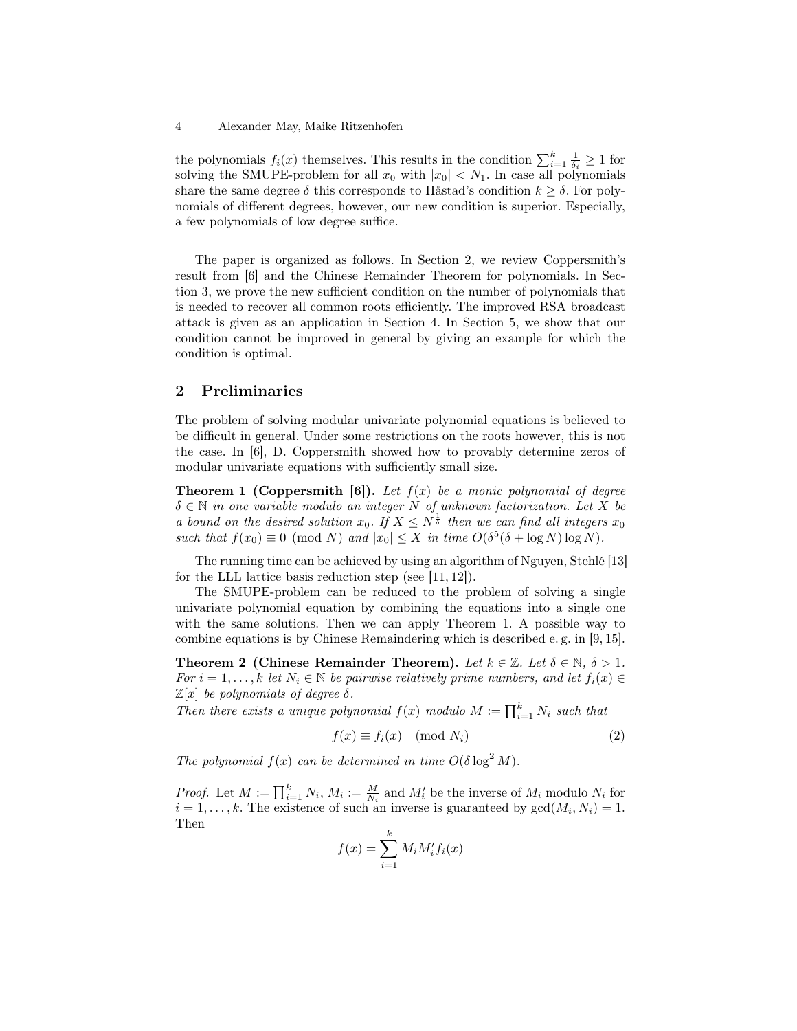the polynomials $f_i(x)$ themselves. This results in the condition $\sum_{i=1}^{k} \frac{1}{\delta_i} \geq 1$ for solving the SMUPE-problem for all $x_0$ with $|x_0| < N_1$. In case all polynomials share the same degree $\delta$ this corresponds to Håstad's condition $k \geq \delta$. For polynomials of different degrees, however, our new condition is superior. Especially, a few polynomials of low degree suffice.

The paper is organized as follows. In Section 2, we review Coppersmith's result from [6] and the Chinese Remainder Theorem for polynomials. In Section 3, we prove the new sufficient condition on the number of polynomials that is needed to recover all common roots efficiently. The improved RSA broadcast attack is given as an application in Section 4. In Section 5, we show that our condition cannot be improved in general by giving an example for which the condition is optimal.

## 2 Preliminaries

The problem of solving modular univariate polynomial equations is believed to be difficult in general. Under some restrictions on the roots however, this is not the case. In [6], D. Coppersmith showed how to provably determine zeros of modular univariate equations with sufficiently small size.

**Theorem 1 (Coppersmith [6]).** *Let $f(x)$ be a monic polynomial of degree $\delta \in \mathbb{N}$ in one variable modulo an integer $N$ of unknown factorization. Let $X$ be a bound on the desired solution $x_0$. If $X \leq N^{\frac{1}{\delta}}$ then we can find all integers $x_0$ such that $f(x_0) \equiv 0 \pmod{N}$ and $|x_0| \leq X$ in time $O(\delta^5(\delta + \log N)\log N)$.*

The running time can be achieved by using an algorithm of Nguyen, Stehlé [13] for the LLL lattice basis reduction step (see [11, 12]).

The SMUPE-problem can be reduced to the problem of solving a single univariate polynomial equation by combining the equations into a single one with the same solutions. Then we can apply Theorem 1. A possible way to combine equations is by Chinese Remaindering which is described e. g. in [9, 15].

**Theorem 2 (Chinese Remainder Theorem).** *Let $k \in \mathbb{Z}$. Let $\delta \in \mathbb{N}$, $\delta > 1$. For $i = 1, \ldots, k$ let $N_i \in \mathbb{N}$ be pairwise relatively prime numbers, and let $f_i(x) \in \mathbb{Z}[x]$ be polynomials of degree $\delta$.*

*Then there exists a unique polynomial $f(x)$ modulo $M := \prod_{i=1}^{k} N_i$ such that*

$$f(x) \equiv f_i(x) \pmod{N_i} \tag{2}$$

*The polynomial $f(x)$ can be determined in time $O(\delta \log^2 M)$.*

*Proof.* Let $M := \prod_{i=1}^{k} N_i$, $M_i := \frac{M}{N_i}$ and $M_i'$ be the inverse of $M_i$ modulo $N_i$ for $i = 1, \ldots, k$. The existence of such an inverse is guaranteed by $\gcd(M_i, N_i) = 1$. Then

$$f(x) = \sum_{i=1}^{k} M_i M_i' f_i(x)$$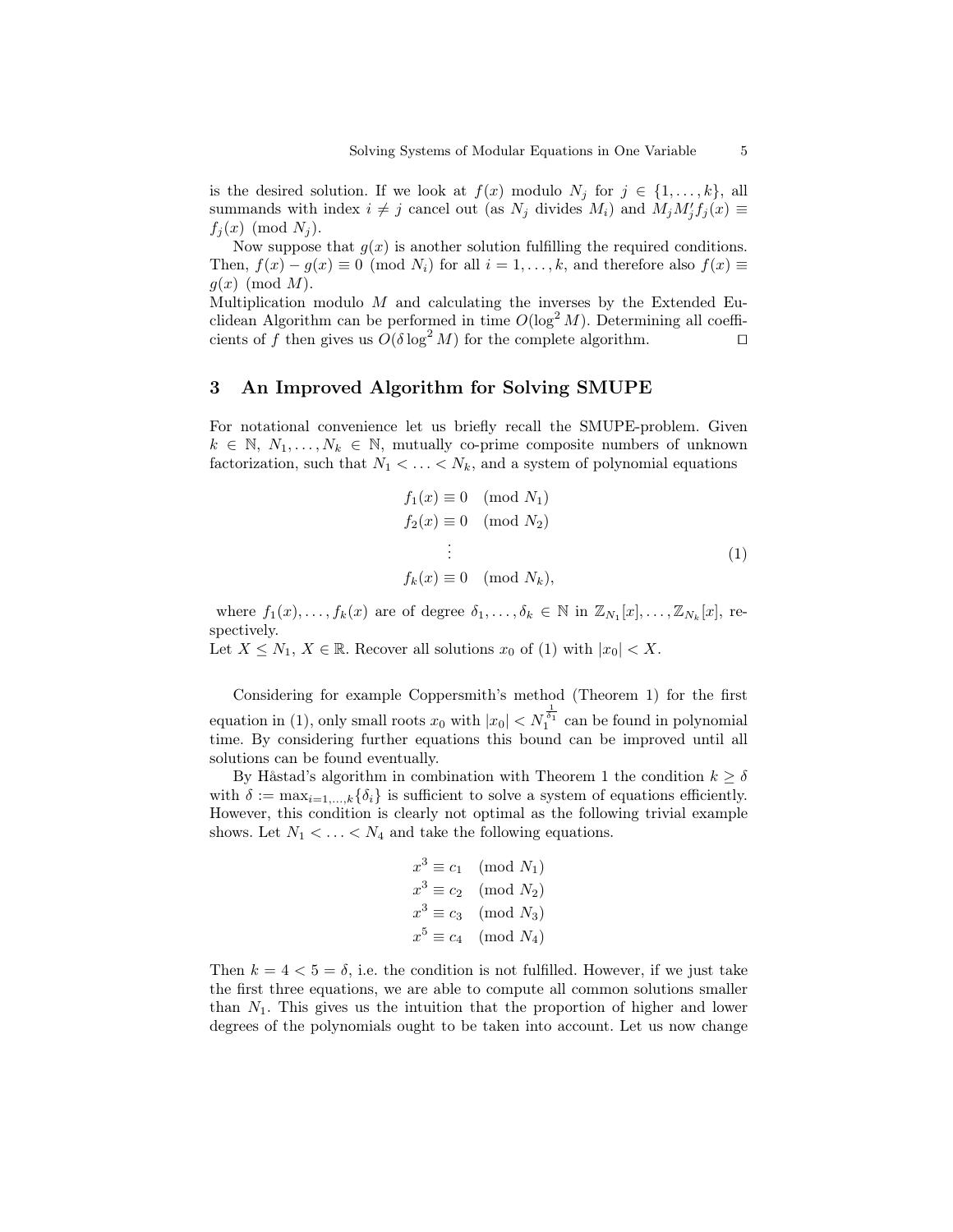is the desired solution. If we look at $f(x)$ modulo $N_j$ for $j \in \{1, \ldots, k\}$, all summands with index $i \neq j$ cancel out (as $N_j$ divides $M_i$) and $M_j M'_j f_j(x) \equiv f_j(x) \pmod{N_j}$.

Now suppose that $g(x)$ is another solution fulfilling the required conditions. Then, $f(x) - g(x) \equiv 0 \pmod{N_i}$ for all $i = 1, \ldots, k$, and therefore also $f(x) \equiv g(x) \pmod{M}$.

Multiplication modulo $M$ and calculating the inverses by the Extended Euclidean Algorithm can be performed in time $O(\log^2 M)$. Determining all coefficients of $f$ then gives us $O(\delta \log^2 M)$ for the complete algorithm. □

## 3 An Improved Algorithm for Solving SMUPE

For notational convenience let us briefly recall the SMUPE-problem. Given $k \in \mathbb{N}$, $N_1, \ldots, N_k \in \mathbb{N}$, mutually co-prime composite numbers of unknown factorization, such that $N_1 < \ldots < N_k$, and a system of polynomial equations

$$
\begin{aligned}
f_1(x) &\equiv 0 \pmod{N_1} \\
f_2(x) &\equiv 0 \pmod{N_2} \\
&\vdots \\
f_k(x) &\equiv 0 \pmod{N_k},
\end{aligned}
\tag{1}
$$

where $f_1(x), \ldots, f_k(x)$ are of degree $\delta_1, \ldots, \delta_k \in \mathbb{N}$ in $\mathbb{Z}_{N_1}[x], \ldots, \mathbb{Z}_{N_k}[x]$, respectively.

Let $X \leq N_1$, $X \in \mathbb{R}$. Recover all solutions $x_0$ of (1) with $|x_0| < X$.

Considering for example Coppersmith's method (Theorem 1) for the first equation in (1), only small roots $x_0$ with $|x_0| < N_1^{\frac{1}{\delta_1}}$ can be found in polynomial time. By considering further equations this bound can be improved until all solutions can be found eventually.

By Håstad's algorithm in combination with Theorem 1 the condition $k \geq \delta$ with $\delta := \max_{i=1,\ldots,k}\{\delta_i\}$ is sufficient to solve a system of equations efficiently. However, this condition is clearly not optimal as the following trivial example shows. Let $N_1 < \ldots < N_4$ and take the following equations.

$$
\begin{aligned}
x^3 &\equiv c_1 \pmod{N_1} \\
x^3 &\equiv c_2 \pmod{N_2} \\
x^3 &\equiv c_3 \pmod{N_3} \\
x^5 &\equiv c_4 \pmod{N_4}
\end{aligned}
$$

Then $k = 4 < 5 = \delta$, i.e. the condition is not fulfilled. However, if we just take the first three equations, we are able to compute all common solutions smaller than $N_1$. This gives us the intuition that the proportion of higher and lower degrees of the polynomials ought to be taken into account. Let us now change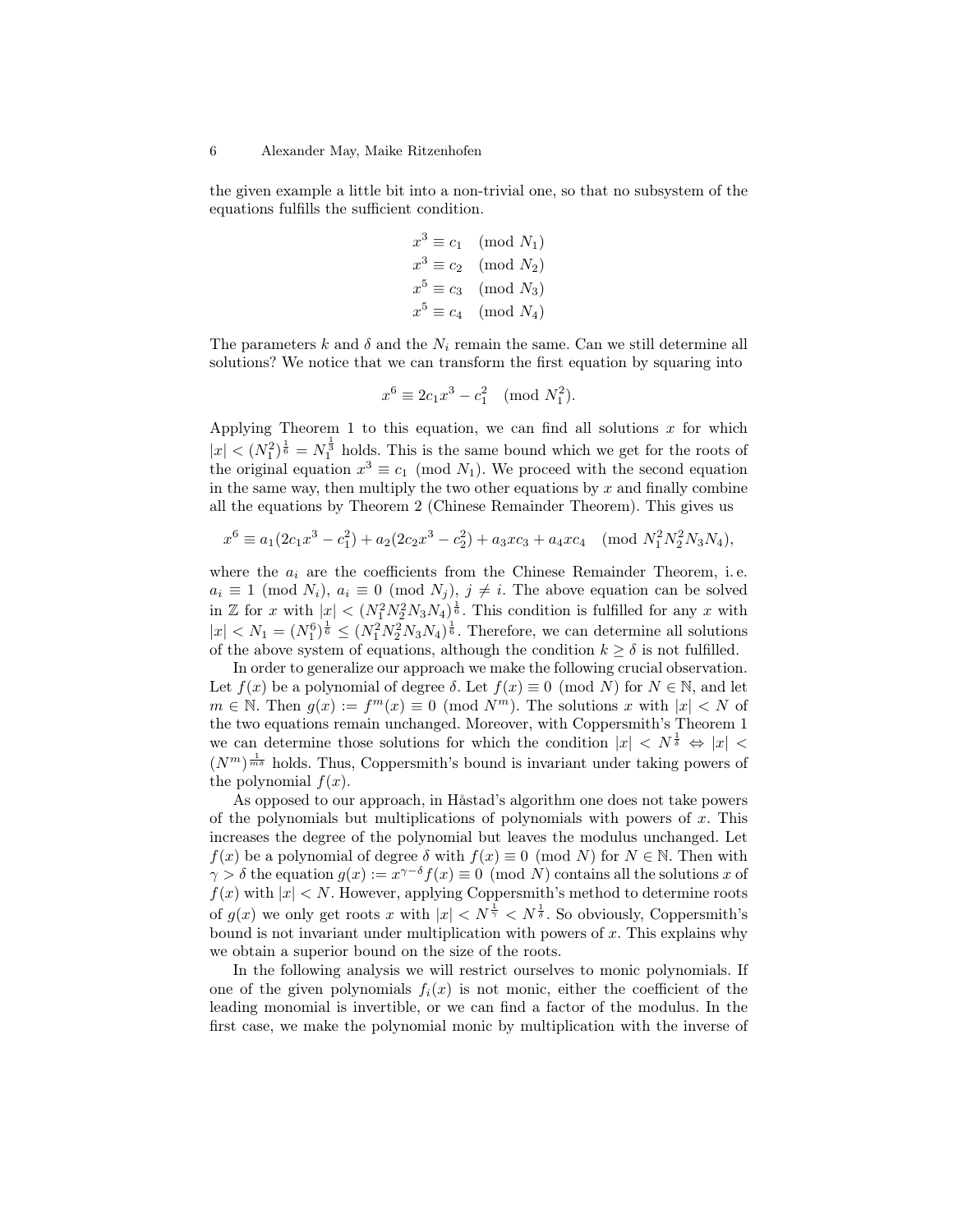the given example a little bit into a non-trivial one, so that no subsystem of the equations fulfills the sufficient condition.

$$
\begin{aligned}
x^3 &\equiv c_1 \pmod{N_1}\\
x^3 &\equiv c_2 \pmod{N_2}\\
x^5 &\equiv c_3 \pmod{N_3}\\
x^5 &\equiv c_4 \pmod{N_4}
\end{aligned}
$$

The parameters $k$ and $\delta$ and the $N_i$ remain the same. Can we still determine all solutions? We notice that we can transform the first equation by squaring into

$$x^6 \equiv 2c_1x^3 - c_1^2 \pmod{N_1^2}.$$

Applying Theorem 1 to this equation, we can find all solutions $x$ for which $|x| < (N_1^2)^{\frac{1}{6}} = N_1^{\frac{1}{3}}$ holds. This is the same bound which we get for the roots of the original equation $x^3 \equiv c_1 \pmod{N_1}$. We proceed with the second equation in the same way, then multiply the two other equations by $x$ and finally combine all the equations by Theorem 2 (Chinese Remainder Theorem). This gives us

$$x^6 \equiv a_1(2c_1x^3 - c_1^2) + a_2(2c_2x^3 - c_2^2) + a_3xc_3 + a_4xc_4 \pmod{N_1^2N_2^2N_3N_4},$$

where the $a_i$ are the coefficients from the Chinese Remainder Theorem, i. e. $a_i \equiv 1 \pmod{N_i}$, $a_i \equiv 0 \pmod{N_j}$, $j \neq i$. The above equation can be solved in $\mathbb{Z}$ for $x$ with $|x| < (N_1^2N_2^2N_3N_4)^{\frac{1}{6}}$. This condition is fulfilled for any $x$ with $|x| < N_1 = (N_1^6)^{\frac{1}{6}} \leq (N_1^2N_2^2N_3N_4)^{\frac{1}{6}}$. Therefore, we can determine all solutions of the above system of equations, although the condition $k \geq \delta$ is not fulfilled.

In order to generalize our approach we make the following crucial observation. Let $f(x)$ be a polynomial of degree $\delta$. Let $f(x) \equiv 0 \pmod{N}$ for $N \in \mathbb{N}$, and let $m \in \mathbb{N}$. Then $g(x) := f^m(x) \equiv 0 \pmod{N^m}$. The solutions $x$ with $|x| < N$ of the two equations remain unchanged. Moreover, with Coppersmith's Theorem 1 we can determine those solutions for which the condition $|x| < N^{\frac{1}{\delta}} \Leftrightarrow |x| < (N^m)^{\frac{1}{m\delta}}$ holds. Thus, Coppersmith's bound is invariant under taking powers of the polynomial $f(x)$.

As opposed to our approach, in Håstad's algorithm one does not take powers of the polynomials but multiplications of polynomials with powers of $x$. This increases the degree of the polynomial but leaves the modulus unchanged. Let $f(x)$ be a polynomial of degree $\delta$ with $f(x) \equiv 0 \pmod{N}$ for $N \in \mathbb{N}$. Then with $\gamma > \delta$ the equation $g(x) := x^{\gamma-\delta}f(x) \equiv 0 \pmod{N}$ contains all the solutions $x$ of $f(x)$ with $|x| < N$. However, applying Coppersmith's method to determine roots of $g(x)$ we only get roots $x$ with $|x| < N^{\frac{1}{\gamma}} < N^{\frac{1}{\delta}}$. So obviously, Coppersmith's bound is not invariant under multiplication with powers of $x$. This explains why we obtain a superior bound on the size of the roots.

In the following analysis we will restrict ourselves to monic polynomials. If one of the given polynomials $f_i(x)$ is not monic, either the coefficient of the leading monomial is invertible, or we can find a factor of the modulus. In the first case, we make the polynomial monic by multiplication with the inverse of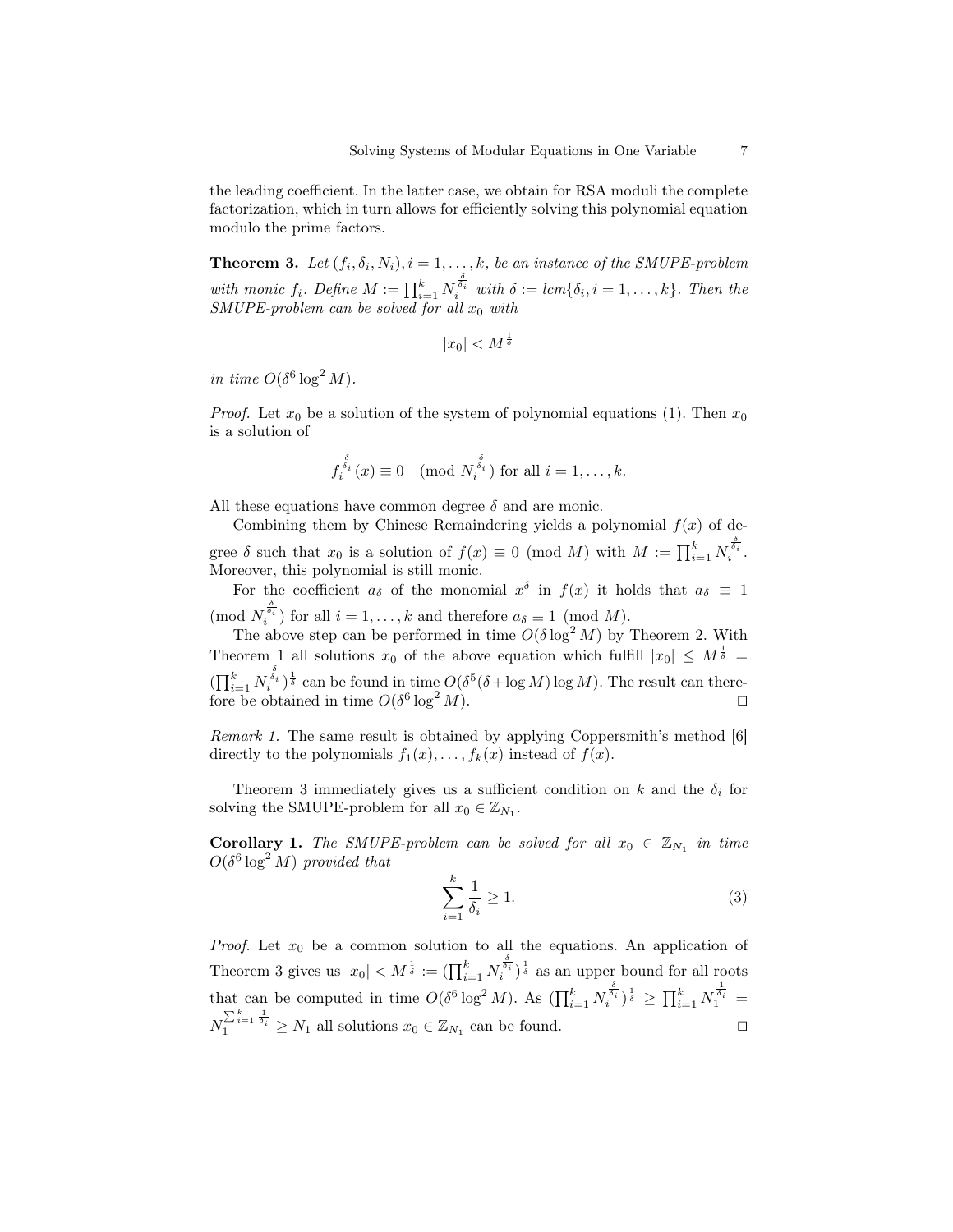the leading coefficient. In the latter case, we obtain for RSA moduli the complete factorization, which in turn allows for efficiently solving this polynomial equation modulo the prime factors.

**Theorem 3.** *Let $(f_i, \delta_i, N_i), i = 1, \ldots, k$, be an instance of the SMUPE-problem with monic $f_i$. Define $M := \prod_{i=1}^{k} N_i^{\frac{\delta}{\delta_i}}$ with $\delta := lcm\{\delta_i, i = 1, \ldots, k\}$. Then the SMUPE-problem can be solved for all $x_0$ with*

$$|x_0| < M^{\frac{1}{\delta}}$$

*in time $O(\delta^6 \log^2 M)$.*

*Proof.* Let $x_0$ be a solution of the system of polynomial equations (1). Then $x_0$ is a solution of

$$f_i^{\frac{\delta}{\delta_i}}(x) \equiv 0 \pmod{N_i^{\frac{\delta}{\delta_i}}} \text{ for all } i = 1, \ldots, k.$$

All these equations have common degree $\delta$ and are monic.

Combining them by Chinese Remaindering yields a polynomial $f(x)$ of degree $\delta$ such that $x_0$ is a solution of $f(x) \equiv 0 \pmod M$ with $M := \prod_{i=1}^{k} N_i^{\frac{\delta}{\delta_i}}$. Moreover, this polynomial is still monic.

For the coefficient $a_\delta$ of the monomial $x^\delta$ in $f(x)$ it holds that $a_\delta \equiv 1 \pmod{N_i^{\frac{\delta}{\delta_i}}}$ for all $i = 1, \ldots, k$ and therefore $a_\delta \equiv 1 \pmod M$.

The above step can be performed in time $O(\delta \log^2 M)$ by Theorem 2. With Theorem 1 all solutions $x_0$ of the above equation which fulfill $|x_0| \leq M^{\frac{1}{\delta}} = (\prod_{i=1}^{k} N_i^{\frac{\delta}{\delta_i}})^{\frac{1}{\delta}}$ can be found in time $O(\delta^5(\delta + \log M) \log M)$. The result can therefore be obtained in time $O(\delta^6 \log^2 M)$. □

*Remark 1.* The same result is obtained by applying Coppersmith's method [6] directly to the polynomials $f_1(x), \ldots, f_k(x)$ instead of $f(x)$.

Theorem 3 immediately gives us a sufficient condition on $k$ and the $\delta_i$ for solving the SMUPE-problem for all $x_0 \in \mathbb{Z}_{N_1}$.

**Corollary 1.** *The SMUPE-problem can be solved for all $x_0 \in \mathbb{Z}_{N_1}$ in time $O(\delta^6 \log^2 M)$ provided that*

$$\sum_{i=1}^{k} \frac{1}{\delta_i} \geq 1. \tag{3}$$

*Proof.* Let $x_0$ be a common solution to all the equations. An application of Theorem 3 gives us $|x_0| < M^{\frac{1}{\delta}} := (\prod_{i=1}^{k} N_i^{\frac{\delta}{\delta_i}})^{\frac{1}{\delta}}$ as an upper bound for all roots that can be computed in time $O(\delta^6 \log^2 M)$. As $(\prod_{i=1}^{k} N_i^{\frac{\delta}{\delta_i}})^{\frac{1}{\delta}} \geq \prod_{i=1}^{k} N_1^{\frac{1}{\delta_i}} = N_1^{\sum_{i=1}^{k} \frac{1}{\delta_i}} \geq N_1$ all solutions $x_0 \in \mathbb{Z}_{N_1}$ can be found. □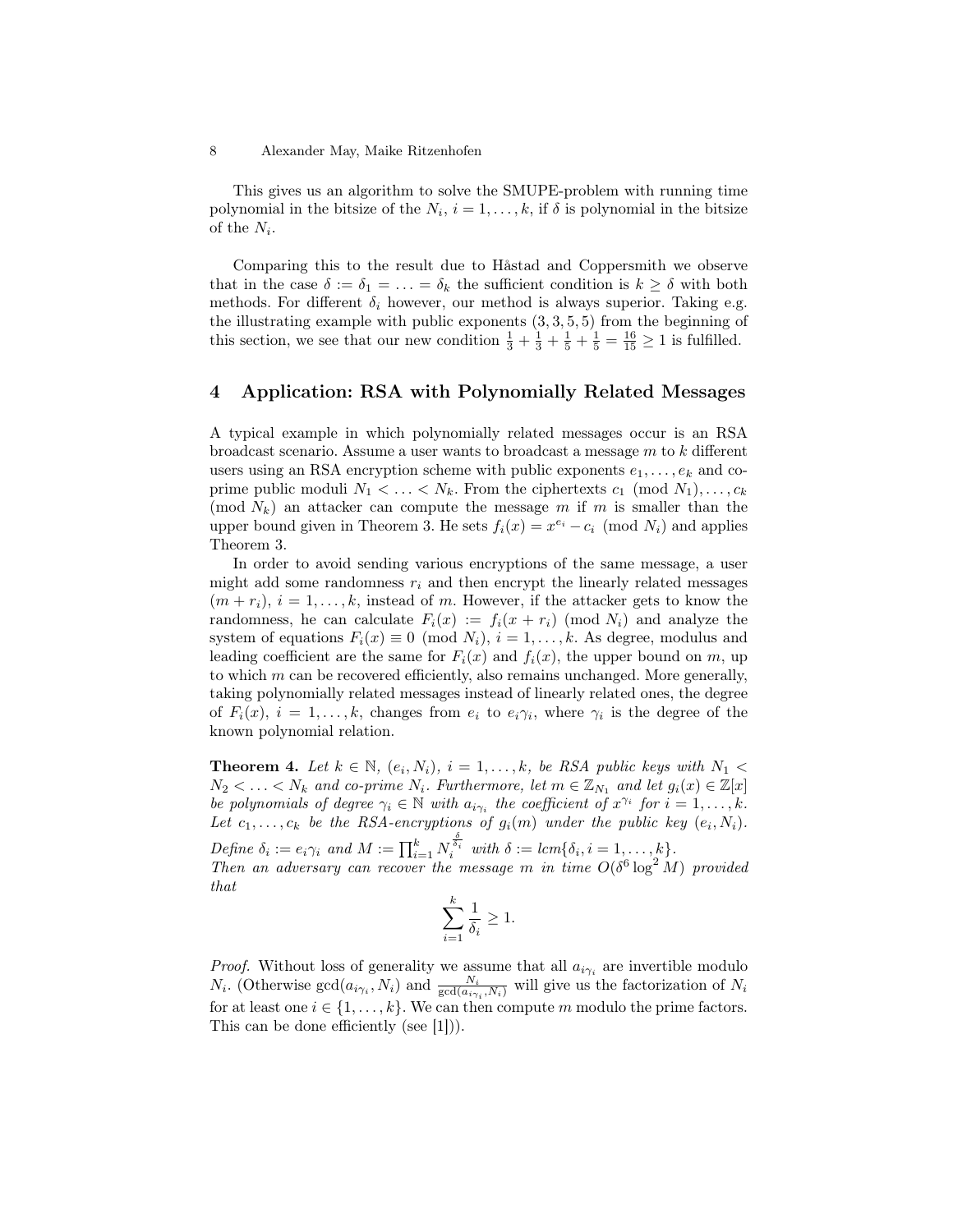This gives us an algorithm to solve the SMUPE-problem with running time polynomial in the bitsize of the $N_i$, $i = 1, \ldots, k$, if $\delta$ is polynomial in the bitsize of the $N_i$.

Comparing this to the result due to Håstad and Coppersmith we observe that in the case $\delta := \delta_1 = \ldots = \delta_k$ the sufficient condition is $k \geq \delta$ with both methods. For different $\delta_i$ however, our method is always superior. Taking e.g. the illustrating example with public exponents $(3, 3, 5, 5)$ from the beginning of this section, we see that our new condition $\frac{1}{3} + \frac{1}{3} + \frac{1}{5} + \frac{1}{5} = \frac{16}{15} \geq 1$ is fulfilled.

## 4 Application: RSA with Polynomially Related Messages

A typical example in which polynomially related messages occur is an RSA broadcast scenario. Assume a user wants to broadcast a message $m$ to $k$ different users using an RSA encryption scheme with public exponents $e_1, \ldots, e_k$ and coprime public moduli $N_1 < \ldots < N_k$. From the ciphertexts $c_1 \pmod{N_1}, \ldots, c_k \pmod{N_k}$ an attacker can compute the message $m$ if $m$ is smaller than the upper bound given in Theorem 3. He sets $f_i(x) = x^{e_i} - c_i \pmod{N_i}$ and applies Theorem 3.

In order to avoid sending various encryptions of the same message, a user might add some randomness $r_i$ and then encrypt the linearly related messages $(m + r_i)$, $i = 1, \ldots, k$, instead of $m$. However, if the attacker gets to know the randomness, he can calculate $F_i(x) := f_i(x + r_i) \pmod{N_i}$ and analyze the system of equations $F_i(x) \equiv 0 \pmod{N_i}$, $i = 1, \ldots, k$. As degree, modulus and leading coefficient are the same for $F_i(x)$ and $f_i(x)$, the upper bound on $m$, up to which $m$ can be recovered efficiently, also remains unchanged. More generally, taking polynomially related messages instead of linearly related ones, the degree of $F_i(x)$, $i = 1, \ldots, k$, changes from $e_i$ to $e_i\gamma_i$, where $\gamma_i$ is the degree of the known polynomial relation.

**Theorem 4.** *Let $k \in \mathbb{N}$, $(e_i, N_i)$, $i = 1, \ldots, k$, be RSA public keys with $N_1 < N_2 < \ldots < N_k$ and co-prime $N_i$. Furthermore, let $m \in \mathbb{Z}_{N_1}$ and let $g_i(x) \in \mathbb{Z}[x]$ be polynomials of degree $\gamma_i \in \mathbb{N}$ with $a_{i\gamma_i}$ the coefficient of $x^{\gamma_i}$ for $i = 1, \ldots, k$. Let $c_1, \ldots, c_k$ be the RSA-encryptions of $g_i(m)$ under the public key $(e_i, N_i)$. Define $\delta_i := e_i\gamma_i$ and $M := \prod_{i=1}^{k} N_i^{\frac{\delta}{\delta_i}}$ with $\delta := lcm\{\delta_i, i = 1, \ldots, k\}$.*
*Then an adversary can recover the message $m$ in time $O(\delta^6 \log^2 M)$ provided that*

$$\sum_{i=1}^{k} \frac{1}{\delta_i} \geq 1.$$

*Proof.* Without loss of generality we assume that all $a_{i\gamma_i}$ are invertible modulo $N_i$. (Otherwise $\gcd(a_{i\gamma_i}, N_i)$ and $\frac{N_i}{\gcd(a_{i\gamma_i}, N_i)}$ will give us the factorization of $N_i$ for at least one $i \in \{1, \ldots, k\}$. We can then compute $m$ modulo the prime factors. This can be done efficiently (see [1])).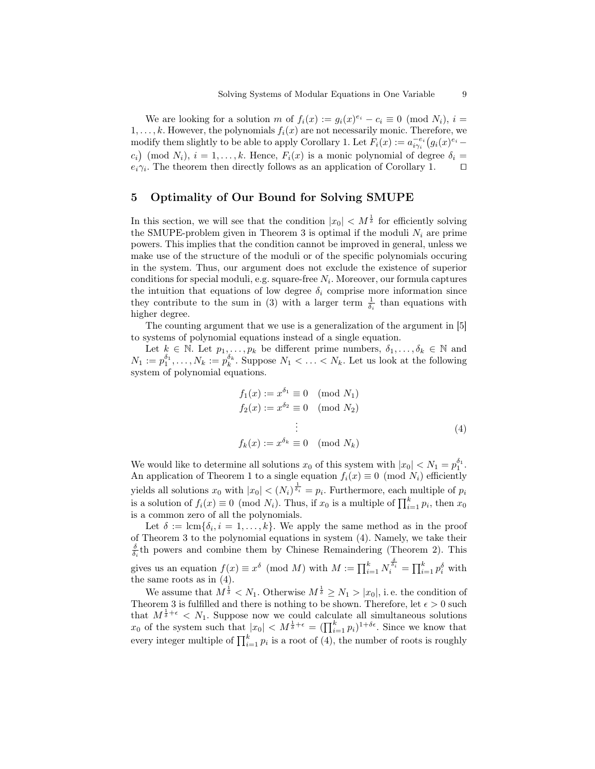We are looking for a solution $m$ of $f_i(x) := g_i(x)^{e_i} - c_i \equiv 0 \pmod{N_i}$, $i = 1, \ldots, k$. However, the polynomials $f_i(x)$ are not necessarily monic. Therefore, we modify them slightly to be able to apply Corollary 1. Let $F_i(x) := a_{i\gamma_i}^{-e_i}\big(g_i(x)^{e_i} - c_i\big) \pmod{N_i}$, $i = 1, \ldots, k$. Hence, $F_i(x)$ is a monic polynomial of degree $\delta_i = e_i\gamma_i$. The theorem then directly follows as an application of Corollary 1. $\square$

## 5 Optimality of Our Bound for Solving SMUPE

In this section, we will see that the condition $|x_0| < M^{\frac{1}{\delta}}$ for efficiently solving the SMUPE-problem given in Theorem 3 is optimal if the moduli $N_i$ are prime powers. This implies that the condition cannot be improved in general, unless we make use of the structure of the moduli or of the specific polynomials occuring in the system. Thus, our argument does not exclude the existence of superior conditions for special moduli, e.g. square-free $N_i$. Moreover, our formula captures the intuition that equations of low degree $\delta_i$ comprise more information since they contribute to the sum in (3) with a larger term $\frac{1}{\delta_i}$ than equations with higher degree.

The counting argument that we use is a generalization of the argument in [5] to systems of polynomial equations instead of a single equation.

Let $k \in \mathbb{N}$. Let $p_1, \ldots, p_k$ be different prime numbers, $\delta_1, \ldots, \delta_k \in \mathbb{N}$ and $N_1 := p_1^{\delta_1}, \ldots, N_k := p_k^{\delta_k}$. Suppose $N_1 < \ldots < N_k$. Let us look at the following system of polynomial equations.

$$
\begin{aligned}
f_1(x) &:= x^{\delta_1} \equiv 0 \pmod{N_1} \\
f_2(x) &:= x^{\delta_2} \equiv 0 \pmod{N_2} \\
&\;\;\vdots \\
f_k(x) &:= x^{\delta_k} \equiv 0 \pmod{N_k}
\end{aligned}
\tag{4}
$$

We would like to determine all solutions $x_0$ of this system with $|x_0| < N_1 = p_1^{\delta_1}$. An application of Theorem 1 to a single equation $f_i(x) \equiv 0 \pmod{N_i}$ efficiently yields all solutions $x_0$ with $|x_0| < (N_i)^{\frac{1}{\delta_i}} = p_i$. Furthermore, each multiple of $p_i$ is a solution of $f_i(x) \equiv 0 \pmod{N_i}$. Thus, if $x_0$ is a multiple of $\prod_{i=1}^k p_i$, then $x_0$ is a common zero of all the polynomials.

Let $\delta := \operatorname{lcm}\{\delta_i, i = 1, \ldots, k\}$. We apply the same method as in the proof of Theorem 3 to the polynomial equations in system (4). Namely, we take their $\frac{\delta}{\delta_i}$th powers and combine them by Chinese Remaindering (Theorem 2). This gives us an equation $f(x) \equiv x^\delta \pmod{M}$ with $M := \prod_{i=1}^k N_i^{\frac{\delta}{\delta_i}} = \prod_{i=1}^k p_i^\delta$ with the same roots as in (4).

We assume that $M^{\frac{1}{\delta}} < N_1$. Otherwise $M^{\frac{1}{\delta}} \geq N_1 > |x_0|$, i.e. the condition of Theorem 3 is fulfilled and there is nothing to be shown. Therefore, let $\epsilon > 0$ such that $M^{\frac{1}{\delta}+\epsilon} < N_1$. Suppose now we could calculate all simultaneous solutions $x_0$ of the system such that $|x_0| < M^{\frac{1}{\delta}+\epsilon} = (\prod_{i=1}^k p_i)^{1+\delta\epsilon}$. Since we know that every integer multiple of $\prod_{i=1}^k p_i$ is a root of (4), the number of roots is roughly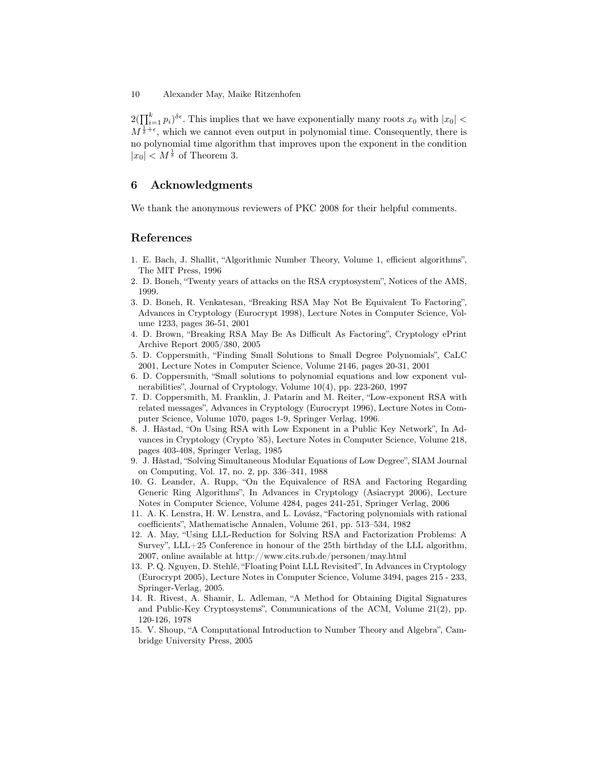$2(\prod_{i=1}^{k} p_i)^{\delta\epsilon}$. This implies that we have exponentially many roots $x_0$ with $|x_0| < M^{\frac{1}{\delta}+\epsilon}$, which we cannot even output in polynomial time. Consequently, there is no polynomial time algorithm that improves upon the exponent in the condition $|x_0| < M^{\frac{1}{\delta}}$ of Theorem 3.

## 6 Acknowledgments

We thank the anonymous reviewers of PKC 2008 for their helpful comments.

## References

1. E. Bach, J. Shallit, "Algorithmic Number Theory, Volume 1, efficient algorithms", The MIT Press, 1996
2. D. Boneh, "Twenty years of attacks on the RSA cryptosystem", Notices of the AMS, 1999.
3. D. Boneh, R. Venkatesan, "Breaking RSA May Not Be Equivalent To Factoring", Advances in Cryptology (Eurocrypt 1998), Lecture Notes in Computer Science, Volume 1233, pages 36-51, 2001
4. D. Brown, "Breaking RSA May Be As Difficult As Factoring", Cryptology ePrint Archive Report 2005/380, 2005
5. D. Coppersmith, "Finding Small Solutions to Small Degree Polynomials", CaLC 2001, Lecture Notes in Computer Science, Volume 2146, pages 20-31, 2001
6. D. Coppersmith, "Small solutions to polynomial equations and low exponent vulnerabilities", Journal of Cryptology, Volume 10(4), pp. 223-260, 1997
7. D. Coppersmith, M. Franklin, J. Patarin and M. Reiter, "Low-exponent RSA with related messages", Advances in Cryptology (Eurocrypt 1996), Lecture Notes in Computer Science, Volume 1070, pages 1-9, Springer Verlag, 1996.
8. J. Håstad, "On Using RSA with Low Exponent in a Public Key Network", In Advances in Cryptology (Crypto '85), Lecture Notes in Computer Science, Volume 218, pages 403-408, Springer Verlag, 1985
9. J. Håstad, "Solving Simultaneous Modular Equations of Low Degree", SIAM Journal on Computing, Vol. 17, no. 2, pp. 336–341, 1988
10. G. Leander, A. Rupp, "On the Equivalence of RSA and Factoring Regarding Generic Ring Algorithms", In Advances in Cryptology (Asiacrypt 2006), Lecture Notes in Computer Science, Volume 4284, pages 241-251, Springer Verlag, 2006
11. A. K. Lenstra, H. W. Lenstra, and L. Lovász, "Factoring polynomials with rational coefficients", Mathematische Annalen, Volume 261, pp. 513–534, 1982
12. A. May, "Using LLL-Reduction for Solving RSA and Factorization Problems: A Survey", LLL+25 Conference in honour of the 25th birthday of the LLL algorithm, 2007, online available at http://www.cits.rub.de/personen/may.html
13. P. Q. Nguyen, D. Stehlé, "Floating Point LLL Revisited", In Advances in Cryptology (Eurocrypt 2005), Lecture Notes in Computer Science, Volume 3494, pages 215 - 233, Springer-Verlag, 2005.
14. R. Rivest, A. Shamir, L. Adleman, "A Method for Obtaining Digital Signatures and Public-Key Cryptosystems", Communications of the ACM, Volume 21(2), pp. 120-126, 1978
15. V. Shoup, "A Computational Introduction to Number Theory and Algebra", Cambridge University Press, 2005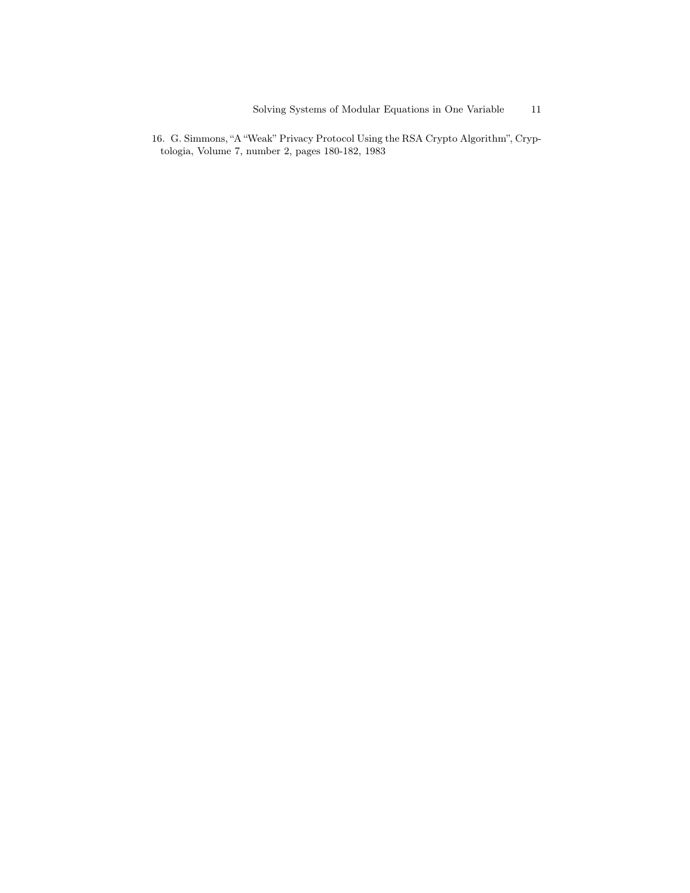16. G. Simmons, "A "Weak" Privacy Protocol Using the RSA Crypto Algorithm", Cryptologia, Volume 7, number 2, pages 180-182, 1983